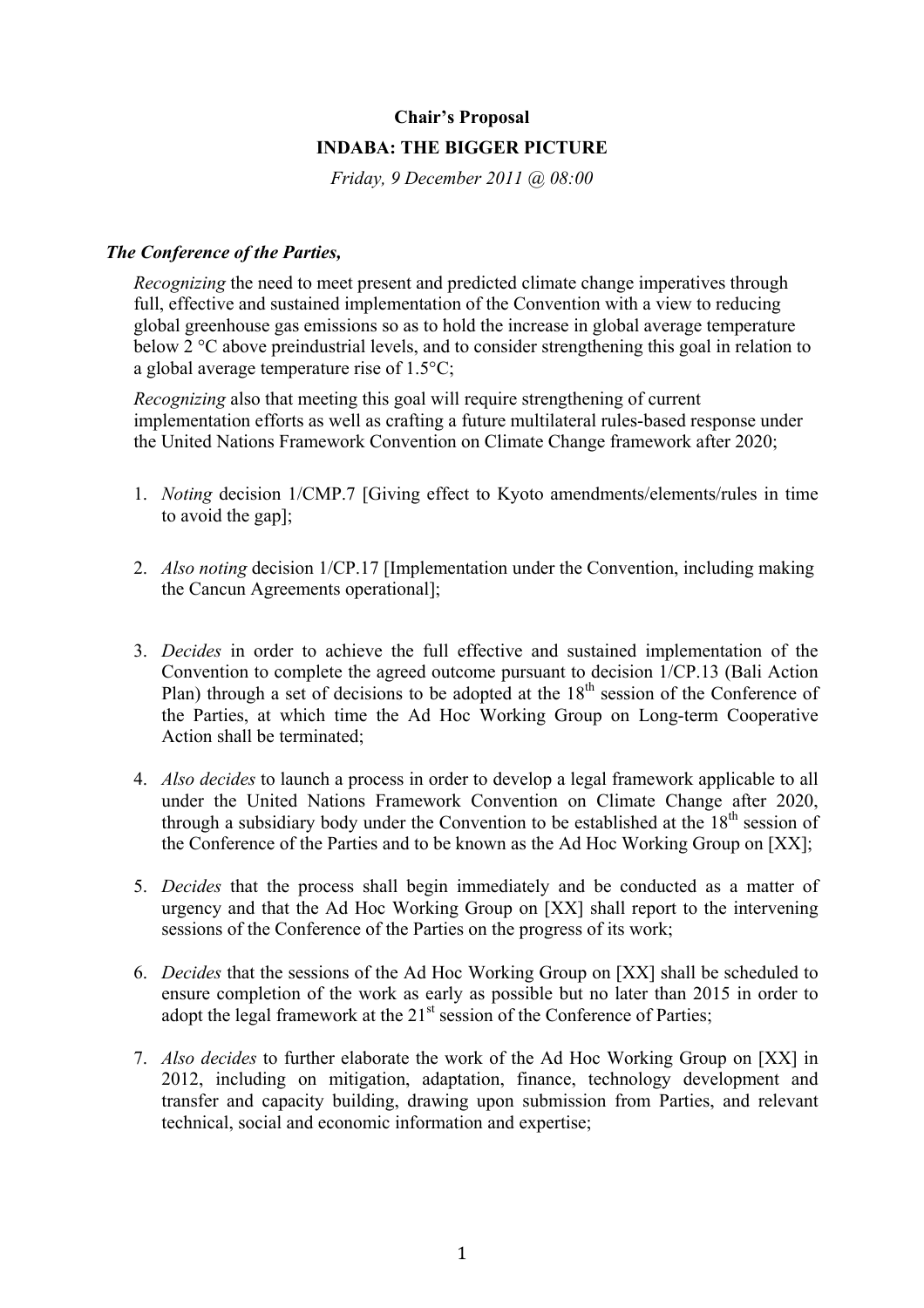**Chair's Proposal**

**INDABA: THE BIGGER PICTURE**

*Friday, 9 December 2011 @ 08:00*

***The Conference of the Parties,***

*Recognizing* the need to meet present and predicted climate change imperatives through full, effective and sustained implementation of the Convention with a view to reducing global greenhouse gas emissions so as to hold the increase in global average temperature below 2 °C above preindustrial levels, and to consider strengthening this goal in relation to a global average temperature rise of 1.5°C;

*Recognizing* also that meeting this goal will require strengthening of current implementation efforts as well as crafting a future multilateral rules-based response under the United Nations Framework Convention on Climate Change framework after 2020;

1. *Noting* decision 1/CMP.7 [Giving effect to Kyoto amendments/elements/rules in time to avoid the gap];

2. *Also noting* decision 1/CP.17 [Implementation under the Convention, including making the Cancun Agreements operational];

3. *Decides* in order to achieve the full effective and sustained implementation of the Convention to complete the agreed outcome pursuant to decision 1/CP.13 (Bali Action Plan) through a set of decisions to be adopted at the 18th session of the Conference of the Parties, at which time the Ad Hoc Working Group on Long-term Cooperative Action shall be terminated;

4. *Also decides* to launch a process in order to develop a legal framework applicable to all under the United Nations Framework Convention on Climate Change after 2020, through a subsidiary body under the Convention to be established at the 18th session of the Conference of the Parties and to be known as the Ad Hoc Working Group on [XX];

5. *Decides* that the process shall begin immediately and be conducted as a matter of urgency and that the Ad Hoc Working Group on [XX] shall report to the intervening sessions of the Conference of the Parties on the progress of its work;

6. *Decides* that the sessions of the Ad Hoc Working Group on [XX] shall be scheduled to ensure completion of the work as early as possible but no later than 2015 in order to adopt the legal framework at the 21st session of the Conference of Parties;

7. *Also decides* to further elaborate the work of the Ad Hoc Working Group on [XX] in 2012, including on mitigation, adaptation, finance, technology development and transfer and capacity building, drawing upon submission from Parties, and relevant technical, social and economic information and expertise;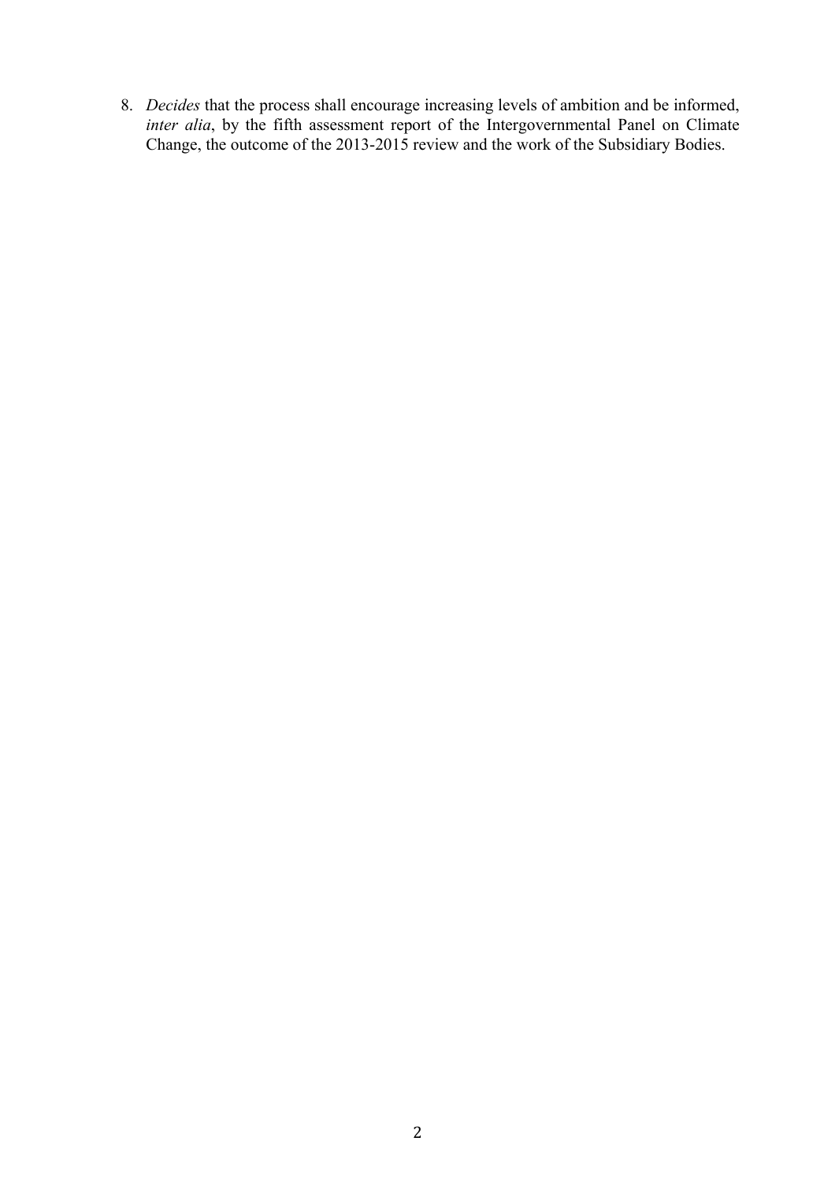8. *Decides* that the process shall encourage increasing levels of ambition and be informed, *inter alia*, by the fifth assessment report of the Intergovernmental Panel on Climate Change, the outcome of the 2013-2015 review and the work of the Subsidiary Bodies.